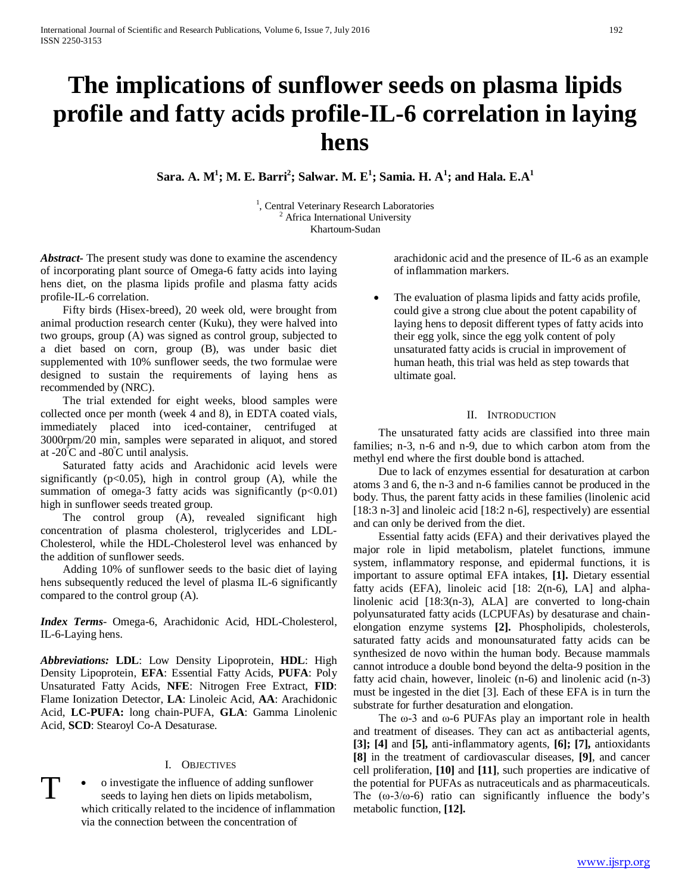# The implications of sunflower seeds on plasma lipids profile and fatty acids profile-IL-6 correlation in laying hens

**Sara. A. M[1]; M. E. Barri[2]; Salwar. M. E[1]; Samia. H. A[1]; and Hala. E.A[1]**

[1], Central Veterinary Research Laboratories
[2] Africa International University
Khartoum-Sudan

***Abstract***- The present study was done to examine the ascendency of incorporating plant source of Omega-6 fatty acids into laying hens diet, on the plasma lipids profile and plasma fatty acids profile-IL-6 correlation.

Fifty birds (Hisex-breed), 20 week old, were brought from animal production research center (Kuku), they were halved into two groups, group (A) was signed as control group, subjected to a diet based on corn, group (B), was under basic diet supplemented with 10% sunflower seeds, the two formulae were designed to sustain the requirements of laying hens as recommended by (NRC).

The trial extended for eight weeks, blood samples were collected once per month (week 4 and 8), in EDTA coated vials, immediately placed into iced-container, centrifuged at 3000rpm/20 min, samples were separated in aliquot, and stored at -20°C and -80°C until analysis.

Saturated fatty acids and Arachidonic acid levels were significantly ($p<0.05$), high in control group (A), while the summation of omega-3 fatty acids was significantly ($p<0.01$) high in sunflower seeds treated group.

The control group (A), revealed significant high concentration of plasma cholesterol, triglycerides and LDL-Cholesterol, while the HDL-Cholesterol level was enhanced by the addition of sunflower seeds.

Adding 10% of sunflower seeds to the basic diet of laying hens subsequently reduced the level of plasma IL-6 significantly compared to the control group (A).

***Index Terms***- Omega-6, Arachidonic Acid, HDL-Cholesterol, IL-6-Laying hens.

***Abbreviations:*** **LDL**: Low Density Lipoprotein, **HDL**: High Density Lipoprotein, **EFA**: Essential Fatty Acids, **PUFA**: Poly Unsaturated Fatty Acids, **NFE**: Nitrogen Free Extract, **FID**: Flame Ionization Detector, **LA**: Linoleic Acid, **AA**: Arachidonic Acid, **LC-PUFA:** long chain-PUFA, **GLA**: Gamma Linolenic Acid, **SCD**: Stearoyl Co-A Desaturase.

## I. Objectives

- To investigate the influence of adding sunflower seeds to laying hen diets on lipids metabolism, which critically related to the incidence of inflammation via the connection between the concentration of arachidonic acid and the presence of IL-6 as an example of inflammation markers.
- The evaluation of plasma lipids and fatty acids profile, could give a strong clue about the potent capability of laying hens to deposit different types of fatty acids into their egg yolk, since the egg yolk content of poly unsaturated fatty acids is crucial in improvement of human heath, this trial was held as step towards that ultimate goal.

## II. Introduction

The unsaturated fatty acids are classified into three main families; n-3, n-6 and n-9, due to which carbon atom from the methyl end where the first double bond is attached.

Due to lack of enzymes essential for desaturation at carbon atoms 3 and 6, the n-3 and n-6 families cannot be produced in the body. Thus, the parent fatty acids in these families (linolenic acid [18:3 n-3] and linoleic acid [18:2 n-6], respectively) are essential and can only be derived from the diet.

Essential fatty acids (EFA) and their derivatives played the major role in lipid metabolism, platelet functions, immune system, inflammatory response, and epidermal functions, it is important to assure optimal EFA intakes, **[1].** Dietary essential fatty acids (EFA), linoleic acid [18: 2(n-6), LA] and alpha-linolenic acid [18:3(n-3), ALA] are converted to long-chain polyunsaturated fatty acids (LCPUFAs) by desaturase and chain-elongation enzyme systems **[2].** Phospholipids, cholesterols, saturated fatty acids and monounsaturated fatty acids can be synthesized de novo within the human body. Because mammals cannot introduce a double bond beyond the delta-9 position in the fatty acid chain, however, linoleic (n-6) and linolenic acid (n-3) must be ingested in the diet [3]. Each of these EFA is in turn the substrate for further desaturation and elongation.

The ω-3 and ω-6 PUFAs play an important role in health and treatment of diseases. They can act as antibacterial agents, **[3]; [4]** and **[5],** anti-inflammatory agents, **[6]; [7],** antioxidants **[8]** in the treatment of cardiovascular diseases, **[9]**, and cancer cell proliferation, **[10]** and **[11]**, such properties are indicative of the potential for PUFAs as nutraceuticals and as pharmaceuticals. The (ω-3/ω-6) ratio can significantly influence the body's metabolic function, **[12].**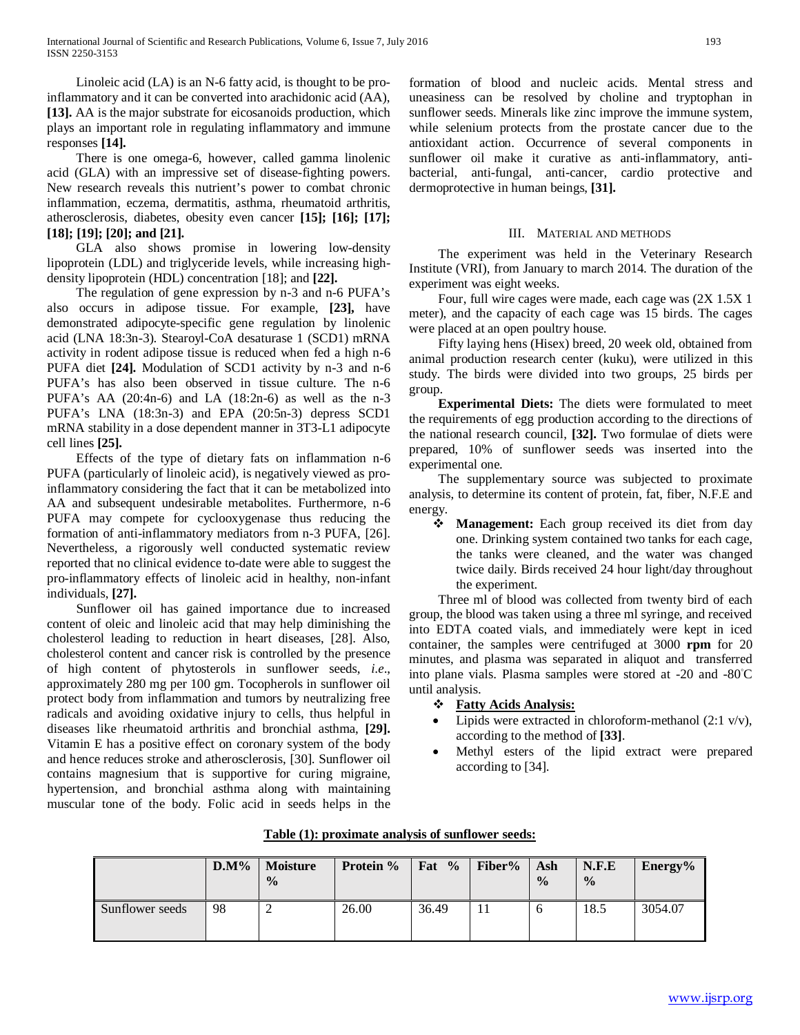Linoleic acid (LA) is an N-6 fatty acid, is thought to be pro-inflammatory and it can be converted into arachidonic acid (AA), **[13].** AA is the major substrate for eicosanoids production, which plays an important role in regulating inflammatory and immune responses **[14].**

There is one omega-6, however, called gamma linolenic acid (GLA) with an impressive set of disease-fighting powers. New research reveals this nutrient's power to combat chronic inflammation, eczema, dermatitis, asthma, rheumatoid arthritis, atherosclerosis, diabetes, obesity even cancer **[15]; [16]; [17]; [18]; [19]; [20]; and [21].**

GLA also shows promise in lowering low-density lipoprotein (LDL) and triglyceride levels, while increasing high-density lipoprotein (HDL) concentration [18]; and **[22].**

The regulation of gene expression by n-3 and n-6 PUFA's also occurs in adipose tissue. For example, **[23],** have demonstrated adipocyte-specific gene regulation by linolenic acid (LNA 18:3n-3). Stearoyl-CoA desaturase 1 (SCD1) mRNA activity in rodent adipose tissue is reduced when fed a high n-6 PUFA diet **[24].** Modulation of SCD1 activity by n-3 and n-6 PUFA's has also been observed in tissue culture. The n-6 PUFA's AA (20:4n-6) and LA (18:2n-6) as well as the n-3 PUFA's LNA (18:3n-3) and EPA (20:5n-3) depress SCD1 mRNA stability in a dose dependent manner in 3T3-L1 adipocyte cell lines **[25].**

Effects of the type of dietary fats on inflammation n-6 PUFA (particularly of linoleic acid), is negatively viewed as pro-inflammatory considering the fact that it can be metabolized into AA and subsequent undesirable metabolites. Furthermore, n-6 PUFA may compete for cyclooxygenase thus reducing the formation of anti-inflammatory mediators from n-3 PUFA, [26]. Nevertheless, a rigorously well conducted systematic review reported that no clinical evidence to-date were able to suggest the pro-inflammatory effects of linoleic acid in healthy, non-infant individuals, **[27].**

Sunflower oil has gained importance due to increased content of oleic and linoleic acid that may help diminishing the cholesterol leading to reduction in heart diseases, [28]. Also, cholesterol content and cancer risk is controlled by the presence of high content of phytosterols in sunflower seeds, *i.e*., approximately 280 mg per 100 gm. Tocopherols in sunflower oil protect body from inflammation and tumors by neutralizing free radicals and avoiding oxidative injury to cells, thus helpful in diseases like rheumatoid arthritis and bronchial asthma, **[29].** Vitamin E has a positive effect on coronary system of the body and hence reduces stroke and atherosclerosis, [30]. Sunflower oil contains magnesium that is supportive for curing migraine, hypertension, and bronchial asthma along with maintaining muscular tone of the body. Folic acid in seeds helps in the formation of blood and nucleic acids. Mental stress and uneasiness can be resolved by choline and tryptophan in sunflower seeds. Minerals like zinc improve the immune system, while selenium protects from the prostate cancer due to the antioxidant action. Occurrence of several components in sunflower oil make it curative as anti-inflammatory, anti-bacterial, anti-fungal, anti-cancer, cardio protective and dermoprotective in human beings, **[31].**

## III. Material and Methods

The experiment was held in the Veterinary Research Institute (VRI), from January to march 2014. The duration of the experiment was eight weeks.

Four, full wire cages were made, each cage was (2X 1.5X 1 meter), and the capacity of each cage was 15 birds. The cages were placed at an open poultry house.

Fifty laying hens (Hisex) breed, 20 week old, obtained from animal production research center (kuku), were utilized in this study. The birds were divided into two groups, 25 birds per group.

**Experimental Diets:** The diets were formulated to meet the requirements of egg production according to the directions of the national research council, **[32].** Two formulae of diets were prepared, 10% of sunflower seeds was inserted into the experimental one.

The supplementary source was subjected to proximate analysis, to determine its content of protein, fat, fiber, N.F.E and energy.

- **Management:** Each group received its diet from day one. Drinking system contained two tanks for each cage, the tanks were cleaned, and the water was changed twice daily. Birds received 24 hour light/day throughout the experiment.

Three ml of blood was collected from twenty bird of each group, the blood was taken using a three ml syringe, and received into EDTA coated vials, and immediately were kept in iced container, the samples were centrifuged at 3000 **rpm** for 20 minutes, and plasma was separated in aliquot and transferred into plane vials. Plasma samples were stored at -20 and -80°C until analysis.

- **Fatty Acids Analysis:**
  - Lipids were extracted in chloroform-methanol (2:1 v/v), according to the method of **[33]**.
  - Methyl esters of the lipid extract were prepared according to [34].

**Table (1): proximate analysis of sunflower seeds:**

| | D.M% | Moisture % | Protein % | Fat % | Fiber% | Ash % | N.F.E % | Energy% |
|---|---|---|---|---|---|---|---|---|
| Sunflower seeds | 98 | 2 | 26.00 | 36.49 | 11 | 6 | 18.5 | 3054.07 |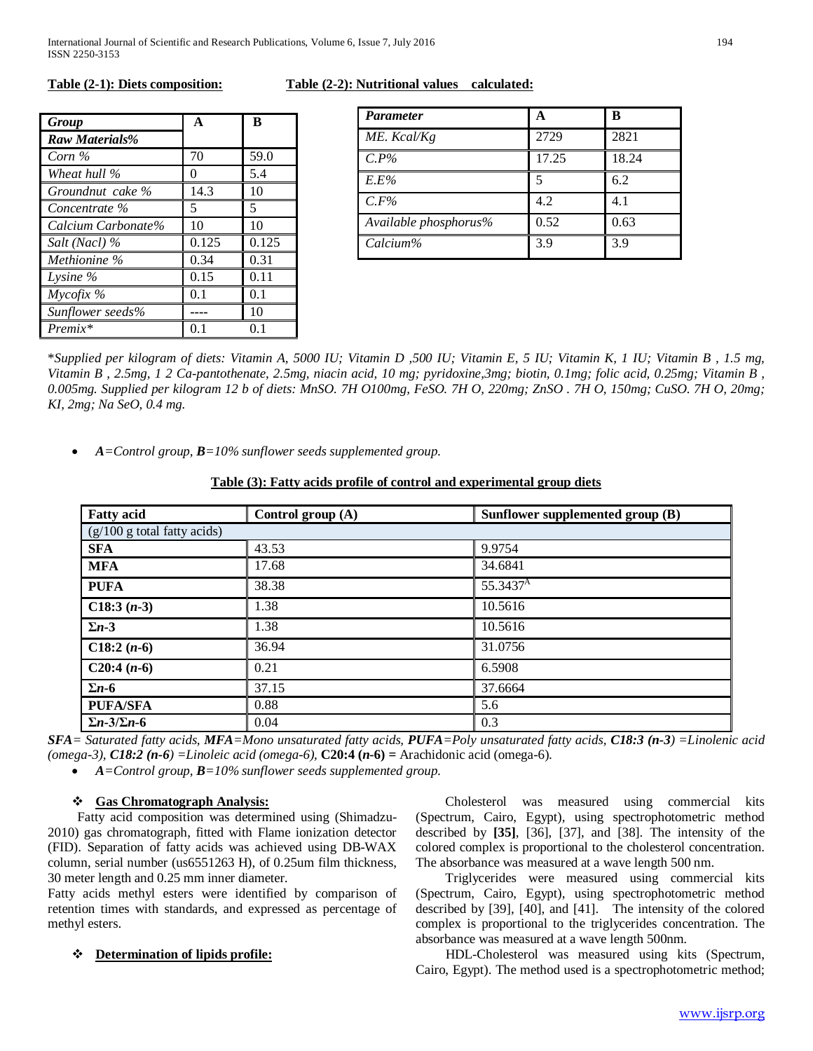**Table (2-1): Diets composition:**

| *Group* | A | B |
|---|---|---|
| ***Raw Materials%*** | | |
| *Corn %* | 70 | 59.0 |
| *Wheat hull %* | 0 | 5.4 |
| *Groundnut cake %* | 14.3 | 10 |
| *Concentrate %* | 5 | 5 |
| *Calcium Carbonate%* | 10 | 10 |
| *Salt (Nacl) %* | 0.125 | 0.125 |
| *Methionine %* | 0.34 | 0.31 |
| *Lysine %* | 0.15 | 0.11 |
| *Mycofix %* | 0.1 | 0.1 |
| *Sunflower seeds%* | ---- | 10 |
| *Premix\** | 0.1 | 0.1 |

**Table (2-2): Nutritional values calculated:**

| *Parameter* | A | B |
|---|---|---|
| *ME. Kcal/Kg* | 2729 | 2821 |
| *C.P%* | 17.25 | 18.24 |
| *E.E%* | 5 | 6.2 |
| *C.F%* | 4.2 | 4.1 |
| *Available phosphorus%* | 0.52 | 0.63 |
| *Calcium%* | 3.9 | 3.9 |

\**Supplied per kilogram of diets: Vitamin A, 5000 IU; Vitamin D ,500 IU; Vitamin E, 5 IU; Vitamin K, 1 IU; Vitamin B , 1.5 mg, Vitamin B , 2.5mg, 1 2 Ca-pantothenate, 2.5mg, niacin acid, 10 mg; pyridoxine,3mg; biotin, 0.1mg; folic acid, 0.25mg; Vitamin B , 0.005mg. Supplied per kilogram 12 b of diets: MnSO. 7H O100mg, FeSO. 7H O, 220mg; ZnSO . 7H O, 150mg; CuSO. 7H O, 20mg; KI, 2mg; Na SeO, 0.4 mg.*

- ***A****=Control group,* ***B****=10% sunflower seeds supplemented group.*

**Table (3): Fatty acids profile of control and experimental group diets**

| **Fatty acid** | **Control group (A)** | **Sunflower supplemented group (B)** |
|---|---|---|
| (g/100 g total fatty acids) | | |
| **SFA** | 43.53 | 9.9754 |
| **MFA** | 17.68 | 34.6841 |
| **PUFA** | 38.38 | 55.3437$^{A}$ |
| **C18:3 (*n*-3)** | 1.38 | 10.5616 |
| **Σ*n*-3** | 1.38 | 10.5616 |
| **C18:2 (*n*-6)** | 36.94 | 31.0756 |
| **C20:4 (*n*-6)** | 0.21 | 6.5908 |
| **Σ*n*-6** | 37.15 | 37.6664 |
| **PUFA/SFA** | 0.88 | 5.6 |
| **Σ*n*-3/Σ*n*-6** | 0.04 | 0.3 |

***SFA****= Saturated fatty acids,* ***MFA****=Mono unsaturated fatty acids,* ***PUFA****=Poly unsaturated fatty acids,* ***C18:3 (n-3)*** *=Linolenic acid (omega-3),* ***C18:2 (n-6)*** *=Linoleic acid (omega-6),* **C20:4 (*n*-6) =** Arachidonic acid (omega-6).

- ***A****=Control group,* ***B****=10% sunflower seeds supplemented group.*

## Gas Chromatograph Analysis:

Fatty acid composition was determined using (Shimadzu-2010) gas chromatograph, fitted with Flame ionization detector (FID). Separation of fatty acids was achieved using DB-WAX column, serial number (us6551263 H), of 0.25um film thickness, 30 meter length and 0.25 mm inner diameter.

Fatty acids methyl esters were identified by comparison of retention times with standards, and expressed as percentage of methyl esters.

## Determination of lipids profile:

Cholesterol was measured using commercial kits (Spectrum, Cairo, Egypt), using spectrophotometric method described by **[35]**, [36], [37], and [38]. The intensity of the colored complex is proportional to the cholesterol concentration. The absorbance was measured at a wave length 500 nm.

Triglycerides were measured using commercial kits (Spectrum, Cairo, Egypt), using spectrophotometric method described by [39], [40], and [41]. The intensity of the colored complex is proportional to the triglycerides concentration. The absorbance was measured at a wave length 500nm.

HDL-Cholesterol was measured using kits (Spectrum, Cairo, Egypt). The method used is a spectrophotometric method;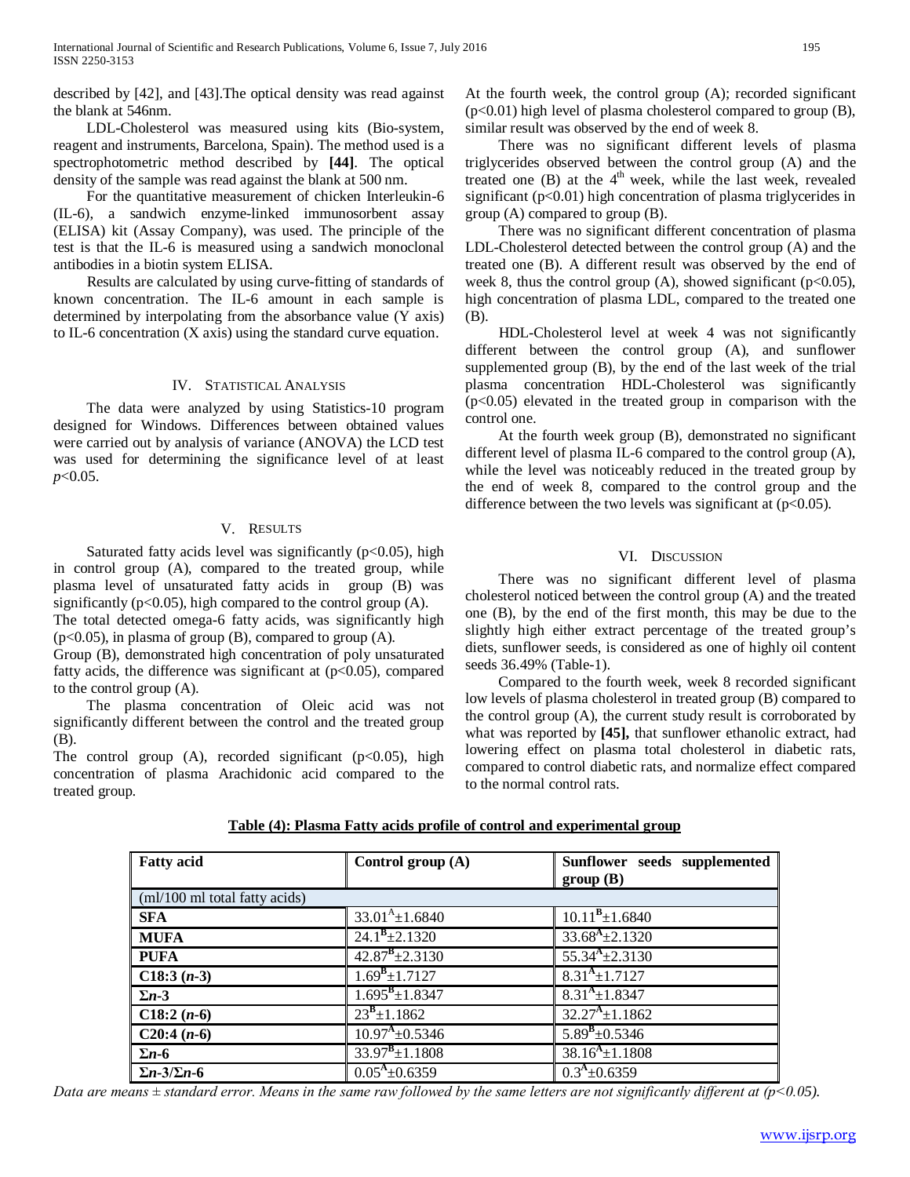described by [42], and [43].The optical density was read against the blank at 546nm.

LDL-Cholesterol was measured using kits (Bio-system, reagent and instruments, Barcelona, Spain). The method used is a spectrophotometric method described by **[44]**. The optical density of the sample was read against the blank at 500 nm.

For the quantitative measurement of chicken Interleukin-6 (IL-6), a sandwich enzyme-linked immunosorbent assay (ELISA) kit (Assay Company), was used. The principle of the test is that the IL-6 is measured using a sandwich monoclonal antibodies in a biotin system ELISA.

Results are calculated by using curve-fitting of standards of known concentration. The IL-6 amount in each sample is determined by interpolating from the absorbance value (Y axis) to IL-6 concentration (X axis) using the standard curve equation.

## IV. Statistical Analysis

The data were analyzed by using Statistics-10 program designed for Windows. Differences between obtained values were carried out by analysis of variance (ANOVA) the LCD test was used for determining the significance level of at least $p<0.05$.

## V. Results

Saturated fatty acids level was significantly ($p<0.05$), high in control group (A), compared to the treated group, while plasma level of unsaturated fatty acids in group (B) was significantly ($p<0.05$), high compared to the control group (A).

The total detected omega-6 fatty acids, was significantly high ($p<0.05$), in plasma of group (B), compared to group (A).

Group (B), demonstrated high concentration of poly unsaturated fatty acids, the difference was significant at ($p<0.05$), compared to the control group (A).

The plasma concentration of Oleic acid was not significantly different between the control and the treated group (B).

The control group (A), recorded significant ($p<0.05$), high concentration of plasma Arachidonic acid compared to the treated group.

At the fourth week, the control group (A); recorded significant ($p<0.01$) high level of plasma cholesterol compared to group (B), similar result was observed by the end of week 8.

There was no significant different levels of plasma triglycerides observed between the control group (A) and the treated one (B) at the 4th week, while the last week, revealed significant ($p<0.01$) high concentration of plasma triglycerides in group (A) compared to group (B).

There was no significant different concentration of plasma LDL-Cholesterol detected between the control group (A) and the treated one (B). A different result was observed by the end of week 8, thus the control group (A), showed significant ($p<0.05$), high concentration of plasma LDL, compared to the treated one (B).

HDL-Cholesterol level at week 4 was not significantly different between the control group (A), and sunflower supplemented group (B), by the end of the last week of the trial plasma concentration HDL-Cholesterol was significantly ($p<0.05$) elevated in the treated group in comparison with the control one.

At the fourth week group (B), demonstrated no significant different level of plasma IL-6 compared to the control group (A), while the level was noticeably reduced in the treated group by the end of week 8, compared to the control group and the difference between the two levels was significant at ($p<0.05$).

## VI. Discussion

There was no significant different level of plasma cholesterol noticed between the control group (A) and the treated one (B), by the end of the first month, this may be due to the slightly high either extract percentage of the treated group's diets, sunflower seeds, is considered as one of highly oil content seeds 36.49% (Table-1).

Compared to the fourth week, week 8 recorded significant low levels of plasma cholesterol in treated group (B) compared to the control group (A), the current study result is corroborated by what was reported by **[45],** that sunflower ethanolic extract, had lowering effect on plasma total cholesterol in diabetic rats, compared to control diabetic rats, and normalize effect compared to the normal control rats.

**Table (4): Plasma Fatty acids profile of control and experimental group**

| Fatty acid | Control group (A) | Sunflower seeds supplemented group (B) |
|---|---|---|
| (ml/100 ml total fatty acids) | | |
| **SFA** | $33.01^{A}\pm1.6840$ | $10.11^{B}\pm1.6840$ |
| **MUFA** | $24.1^{B}\pm2.1320$ | $33.68^{A}\pm2.1320$ |
| **PUFA** | $42.87^{B}\pm2.3130$ | $55.34^{A}\pm2.3130$ |
| **C18:3 (*n*-3)** | $1.69^{B}\pm1.7127$ | $8.31^{A}\pm1.7127$ |
| **Σ*n*-3** | $1.695^{B}\pm1.8347$ | $8.31^{A}\pm1.8347$ |
| **C18:2 (*n*-6)** | $23^{B}\pm1.1862$ | $32.27^{A}\pm1.1862$ |
| **C20:4 (*n*-6)** | $10.97^{A}\pm0.5346$ | $5.89^{B}\pm0.5346$ |
| **Σ*n*-6** | $33.97^{B}\pm1.1808$ | $38.16^{A}\pm1.1808$ |
| **Σ*n*-3/Σ*n*-6** | $0.05^{A}\pm0.6359$ | $0.3^{A}\pm0.6359$ |

*Data are means ± standard error. Means in the same raw followed by the same letters are not significantly different at ($p<0.05$).*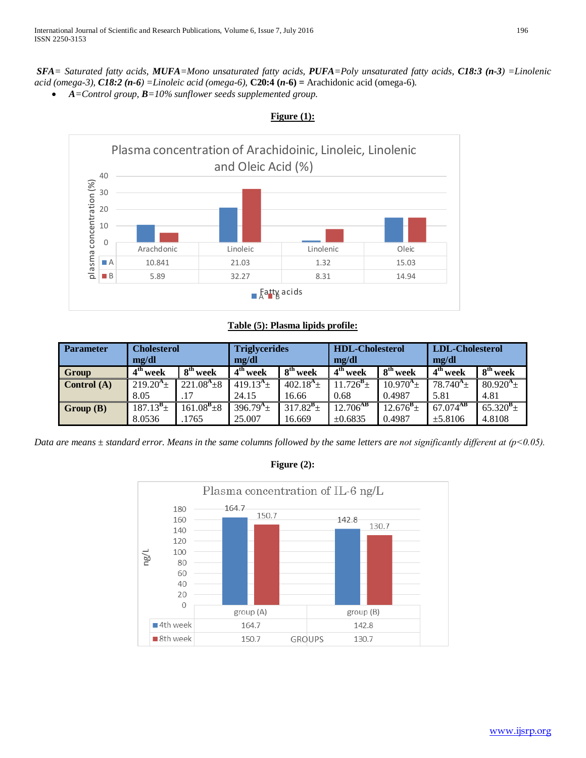*SFA= Saturated fatty acids, MUFA=Mono unsaturated fatty acids, PUFA=Poly unsaturated fatty acids,* ***C18:3 (n-3)*** *=Linolenic acid (omega-3),* ***C18:2 (n-6)*** *=Linoleic acid (omega-6),* **C20:4 (n-6) =** Arachidonic acid (omega-6).

- ***A****=Control group,* ***B****=10% sunflower seeds supplemented group.*

**Figure (1):**

Plasma concentration of Arachidoinic, Linoleic, Linolenic and Oleic Acid (%)

| | Arachdonic | Linoleic | Linolenic | Oleic |
|---|---|---|---|---|
| A | 10.841 | 21.03 | 1.32 | 15.03 |
| B | 5.89 | 32.27 | 8.31 | 14.94 |

**Table (5): Plasma lipids profile:**

| Parameter | Cholesterol mg/dl | | Triglycerides mg/dl | | HDL-Cholesterol mg/dl | | LDL-Cholesterol mg/dl | |
|---|---|---|---|---|---|---|---|---|
| Group | 4th week | 8th week | 4th week | 8th week | 4th week | 8th week | 4th week | 8th week |
| Control (A) | 219.20$^{A}$± 8.05 | 221.08$^{A}$±8 .17 | 419.13$^{A}$± 24.15 | 402.18$^{A}$± 16.66 | 11.726$^{B}$± 0.68 | 10.970$^{A}$± 0.4987 | 78.740$^{A}$± 5.81 | 80.920$^{A}$± 4.81 |
| Group (B) | 187.13$^{B}$± 8.0536 | 161.08$^{B}$±8 .1765 | 396.79$^{A}$± 25.007 | 317.82$^{B}$± 16.669 | 12.706$^{AB}$ ±0.6835 | 12.676$^{B}$± 0.4987 | 67.074$^{AB}$ ±5.8106 | 65.320$^{B}$± 4.8108 |

*Data are means ± standard error. Means in the same columns followed by the same letters are not significantly different at ($p<0.05$).*

**Figure (2):**

Plasma concentration of IL-6 ng/L

| | group (A) | group (B) |
|---|---|---|
| 4th week | 164.7 | 142.8 |
| 8th week | 150.7 | 130.7 |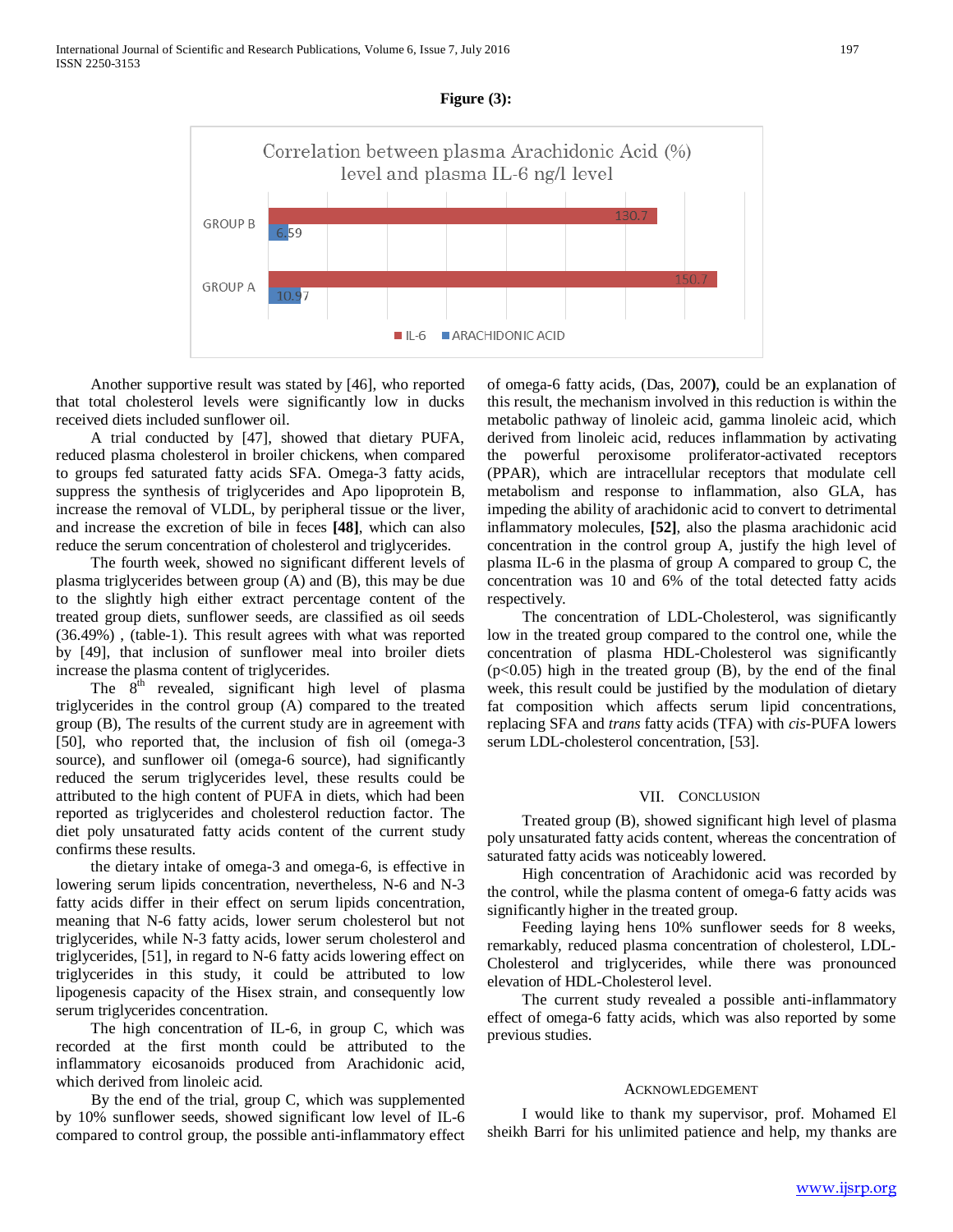**Figure (3):**

Correlation between plasma Arachidonic Acid (%) level and plasma IL-6 ng/l level

| | IL-6 | ARACHIDONIC ACID |
|---|---|---|
| GROUP B | 130.7 | 6.59 |
| GROUP A | 150.7 | 10.97 |

Another supportive result was stated by [46], who reported that total cholesterol levels were significantly low in ducks received diets included sunflower oil.

A trial conducted by [47], showed that dietary PUFA, reduced plasma cholesterol in broiler chickens, when compared to groups fed saturated fatty acids SFA. Omega-3 fatty acids, suppress the synthesis of triglycerides and Apo lipoprotein B, increase the removal of VLDL, by peripheral tissue or the liver, and increase the excretion of bile in feces **[48]**, which can also reduce the serum concentration of cholesterol and triglycerides.

The fourth week, showed no significant different levels of plasma triglycerides between group (A) and (B), this may be due to the slightly high either extract percentage content of the treated group diets, sunflower seeds, are classified as oil seeds (36.49%) , (table-1). This result agrees with what was reported by [49], that inclusion of sunflower meal into broiler diets increase the plasma content of triglycerides.

The 8th revealed, significant high level of plasma triglycerides in the control group (A) compared to the treated group (B), The results of the current study are in agreement with [50], who reported that, the inclusion of fish oil (omega-3 source), and sunflower oil (omega-6 source), had significantly reduced the serum triglycerides level, these results could be attributed to the high content of PUFA in diets, which had been reported as triglycerides and cholesterol reduction factor. The diet poly unsaturated fatty acids content of the current study confirms these results.

the dietary intake of omega-3 and omega-6, is effective in lowering serum lipids concentration, nevertheless, N-6 and N-3 fatty acids differ in their effect on serum lipids concentration, meaning that N-6 fatty acids, lower serum cholesterol but not triglycerides, while N-3 fatty acids, lower serum cholesterol and triglycerides, [51], in regard to N-6 fatty acids lowering effect on triglycerides in this study, it could be attributed to low lipogenesis capacity of the Hisex strain, and consequently low serum triglycerides concentration.

The high concentration of IL-6, in group C, which was recorded at the first month could be attributed to the inflammatory eicosanoids produced from Arachidonic acid, which derived from linoleic acid.

By the end of the trial, group C, which was supplemented by 10% sunflower seeds, showed significant low level of IL-6 compared to control group, the possible anti-inflammatory effect of omega-6 fatty acids, (Das, 2007**)**, could be an explanation of this result, the mechanism involved in this reduction is within the metabolic pathway of linoleic acid, gamma linoleic acid, which derived from linoleic acid, reduces inflammation by activating the powerful peroxisome proliferator-activated receptors (PPAR), which are intracellular receptors that modulate cell metabolism and response to inflammation, also GLA, has impeding the ability of arachidonic acid to convert to detrimental inflammatory molecules, **[52]**, also the plasma arachidonic acid concentration in the control group A, justify the high level of plasma IL-6 in the plasma of group A compared to group C, the concentration was 10 and 6% of the total detected fatty acids respectively.

The concentration of LDL-Cholesterol, was significantly low in the treated group compared to the control one, while the concentration of plasma HDL-Cholesterol was significantly ($p<0.05$) high in the treated group (B), by the end of the final week, this result could be justified by the modulation of dietary fat composition which affects serum lipid concentrations, replacing SFA and *trans* fatty acids (TFA) with *cis*-PUFA lowers serum LDL-cholesterol concentration, [53].

## VII. Conclusion

Treated group (B), showed significant high level of plasma poly unsaturated fatty acids content, whereas the concentration of saturated fatty acids was noticeably lowered.

High concentration of Arachidonic acid was recorded by the control, while the plasma content of omega-6 fatty acids was significantly higher in the treated group.

Feeding laying hens 10% sunflower seeds for 8 weeks, remarkably, reduced plasma concentration of cholesterol, LDL-Cholesterol and triglycerides, while there was pronounced elevation of HDL-Cholesterol level.

The current study revealed a possible anti-inflammatory effect of omega-6 fatty acids, which was also reported by some previous studies.

## Acknowledgement

I would like to thank my supervisor, prof. Mohamed El sheikh Barri for his unlimited patience and help, my thanks are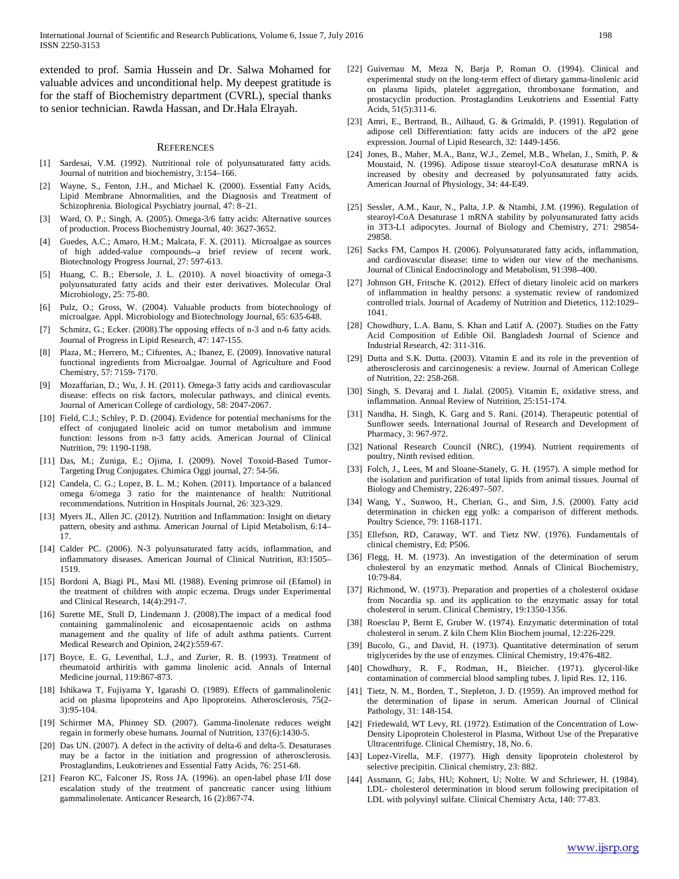extended to prof. Samia Hussein and Dr. Salwa Mohamed for valuable advices and unconditional help. My deepest gratitude is for the staff of Biochemistry department (CVRL), special thanks to senior technician. Rawda Hassan, and Dr.Hala Elrayah.

## References

[1] Sardesai, V.M. (1992). Nutritional role of polyunsaturated fatty acids. Journal of nutrition and biochemistry, 3:154–166.

[2] Wayne, S., Fenton, J.H., and Michael K. (2000). Essential Fatty Acids, Lipid Membrane Abnormalities, and the Diagnosis and Treatment of Schizophrenia. Biological Psychiatry journal, 47: 8–21.

[3] Ward, O. P.; Singh, A. (2005). Omega-3/6 fatty acids: Alternative sources of production. Process Biochemistry Journal, 40: 3627-3652.

[4] Guedes, A.C.; Amaro, H.M.; Malcata, F. X. (2011). Microalgae as sources of high added-value compounds--a brief review of recent work. Biotechnology Progress Journal, 27: 597-613.

[5] Huang, C. B.; Ebersole, J. L. (2010). A novel bioactivity of omega-3 polyunsaturated fatty acids and their ester derivatives. Molecular Oral Microbiology, 25: 75-80.

[6] Pulz, O.; Gross, W. (2004). Valuable products from biotechnology of microalgae. Appl. Microbiology and Biotechnology Journal, 65: 635-648.

[7] Schmitz, G.; Ecker. (2008).The opposing effects of n-3 and n-6 fatty acids. Journal of Progress in Lipid Research, 47: 147-155.

[8] Plaza, M.; Herrero, M.; Cifuentes, A.; Ibanez, E. (2009). Innovative natural functional ingredients from Microalgae. Journal of Agriculture and Food Chemistry, 57: 7159- 7170.

[9] Mozaffarian, D.; Wu, J. H. (2011). Omega-3 fatty acids and cardiovascular disease: effects on risk factors, molecular pathways, and clinical events. Journal of American College of cardiology, 58: 2047-2067.

[10] Field, C.J.; Schley, P. D. (2004). Evidence for potential mechanisms for the effect of conjugated linoleic acid on tumor metabolism and immune function: lessons from n-3 fatty acids. American Journal of Clinical Nutrition, 79: 1190-1198.

[11] Das, M.; Zuniga, E.; Ojima, I. (2009). Novel Toxoid-Based Tumor-Targeting Drug Conjugates. Chimica Oggi journal, 27: 54-56.

[12] Candela, C. G.; Lopez, B. L. M.; Kohen. (2011). Importance of a balanced omega 6/omega 3 ratio for the maintenance of health: Nutritional recommendations. Nutrition in Hospitals Journal, 26: 323-329.

[13] Myers JL, Allen JC. (2012). Nutrition and Inflammation: Insight on dietary pattern, obesity and asthma. American Journal of Lipid Metabolism, 6:14–17.

[14] Calder PC. (2006). N-3 polyunsaturated fatty acids, inflammation, and inflammatory diseases. American Journal of Clinical Nutrition, 83:1505–1519.

[15] Bordoni A, Biagi PL, Masi Ml. (1988). Evening primrose oil (Efamol) in the treatment of children with atopic eczema. Drugs under Experimental and Clinical Research, 14(4):291-7.

[16] Surette ME, Stull D, Lindemann J. (2008).The impact of a medical food containing gammalinolenic and eicosapentaenoic acids on asthma management and the quality of life of adult asthma patients. Current Medical Research and Opinion, 24(2):559-67.

[17] Boyce, E. G, Leventhal, L.J., and Zurier, R. B. (1993). Treatment of rheumatoid arthiritis with gamma linolenic acid. Annals of Internal Medicine journal, 119:867-873.

[18] Ishikawa T, Fujiyama Y, Igarashi O. (1989). Effects of gammalinolenic acid on plasma lipoproteins and Apo lipoproteins. Atherosclerosis, 75(2-3):95-104.

[19] Schirmer MA, Phinney SD. (2007). Gamma-linolenate reduces weight regain in formerly obese humans. Journal of Nutrition, 137(6):1430-5.

[20] Das UN. (2007). A defect in the activity of delta-6 and delta-5. Desaturases may be a factor in the initiation and progression of atherosclerosis. Prostaglandins, Leukotrienes and Essential Fatty Acids, 76: 251-68.

[21] Fearon KC, Falconer JS, Ross JA. (1996). an open-label phase I/II dose escalation study of the treatment of pancreatic cancer using lithium gammalinolenate. Anticancer Research, 16 (2):867-74.

[22] Guivernau M, Meza N, Barja P, Roman O. (1994). Clinical and experimental study on the long-term effect of dietary gamma-linolenic acid on plasma lipids, platelet aggregation, thromboxane formation, and prostacyclin production. Prostaglandins Leukotriens and Essential Fatty Acids, 51(5):311-6.

[23] Amri, E., Bertrand, B., Ailhaud, G. & Grimaldi, P. (1991). Regulation of adipose cell Differentiation: fatty acids are inducers of the aP2 gene expression. Journal of Lipid Research, 32: 1449-1456.

[24] Jones, B., Maher, M.A., Banz, W.J., Zemel, M.B., Whelan, J., Smith, P. & Moustaid, N. (1996). Adipose tissue stearoyl-CoA desaturase mRNA is increased by obesity and decreased by polyunsaturated fatty acids. American Journal of Physiology, 34: 44-E49.

[25] Sessler, A.M., Kaur, N., Palta, J.P. & Ntambi, J.M. (1996). Regulation of stearoyl-CoA Desaturase 1 mRNA stability by polyunsaturated fatty acids in 3T3-L1 adipocytes. Journal of Biology and Chemistry, 271: 29854-29858.

[26] Sacks FM, Campos H. (2006). Polyunsaturated fatty acids, inflammation, and cardiovascular disease: time to widen our view of the mechanisms. Journal of Clinical Endocrinology and Metabolism, 91:398–400.

[27] Johnson GH, Fritsche K. (2012). Effect of dietary linoleic acid on markers of inflammation in healthy persons: a systematic review of randomized controlled trials. Journal of Academy of Nutrition and Dietetics, 112:1029–1041.

[28] Chowdhury, L.A. Banu, S. Khan and Latif A. (2007). Studies on the Fatty Acid Composition of Edible Oil. Bangladesh Journal of Science and Industrial Research, 42: 311-316.

[29] Dutta and S.K. Dutta. (2003). Vitamin E and its role in the prevention of atherosclerosis and carcinogenesis: a review. Journal of American College of Nutrition, 22: 258-268.

[30] Singh, S. Devaraj and I. Jialal. (2005). Vitamin E, oxidative stress, and inflammation. Annual Review of Nutrition, 25:151-174.

[31] Nandha, H. Singh, K. Garg and S. Rani. (2014). Therapeutic potential of Sunflower seeds. International Journal of Research and Development of Pharmacy, 3: 967-972.

[32] National Research Council (NRC), (1994). Nutrient requirements of poultry, Ninth revised edition.

[33] Folch, J., Lees, M and Sloane-Stanely, G. H. (1957). A simple method for the isolation and purification of total lipids from animal tissues. Journal of Biology and Chemistry, 226:497–507.

[34] Wang, Y., Sunwoo, H., Cherian, G., and Sim, J.S. (2000). Fatty acid determination in chicken egg yolk: a comparison of different methods. Poultry Science, 79: 1168-1171.

[35] Ellefson, RD, Caraway, WT. and Tietz NW. (1976). Fundamentals of clinical chemistry, Ed; P506.

[36] Flegg, H. M. (1973). An investigation of the determination of serum cholesterol by an enzymatic method. Annals of Clinical Biochemistry, 10:79-84.

[37] Richmond, W. (1973). Preparation and properties of a cholesterol oxidase from Nocardia sp. and its application to the enzymatic assay for total cholesterol in serum. Clinical Chemistry, 19:1350-1356.

[38] Roesclau P, Bernt E, Gruber W. (1974). Enzymatic determination of total cholesterol in serum. Z kiln Chem Klin Biochem journal, 12:226-229.

[39] Bucolo, G., and David, H. (1973). Quantitative determination of serum triglycerides by the use of enzymes. Clinical Chemistry, 19:476-482.

[40] Chowdhury, R. F., Rodman, H., Bleicher. (1971). glycerol-like contamination of commercial blood sampling tubes. J. lipid Res. 12, 116.

[41] Tietz, N. M., Borden, T., Stepleton, J. D. (1959). An improved method for the determination of lipase in serum. American Journal of Clinical Pathology, 31: 148-154.

[42] Friedewald, WT Levy, RI. (1972). Estimation of the Concentration of Low-Density Lipoprotein Cholesterol in Plasma, Without Use of the Preparative Ultracentrifuge. Clinical Chemistry, 18, No. 6.

[43] Lopez-Virella, M.F. (1977). High density lipoprotein cholesterol by selective precipitin. Clinical chemistry, 23: 882.

[44] Assmann, G; Jabs, HU; Kohnert, U; Nolte. W and Schriewer, H. (1984). LDL- cholesterol determination in blood serum following precipitation of LDL with polyvinyl sulfate. Clinical Chemistry Acta, 140: 77-83.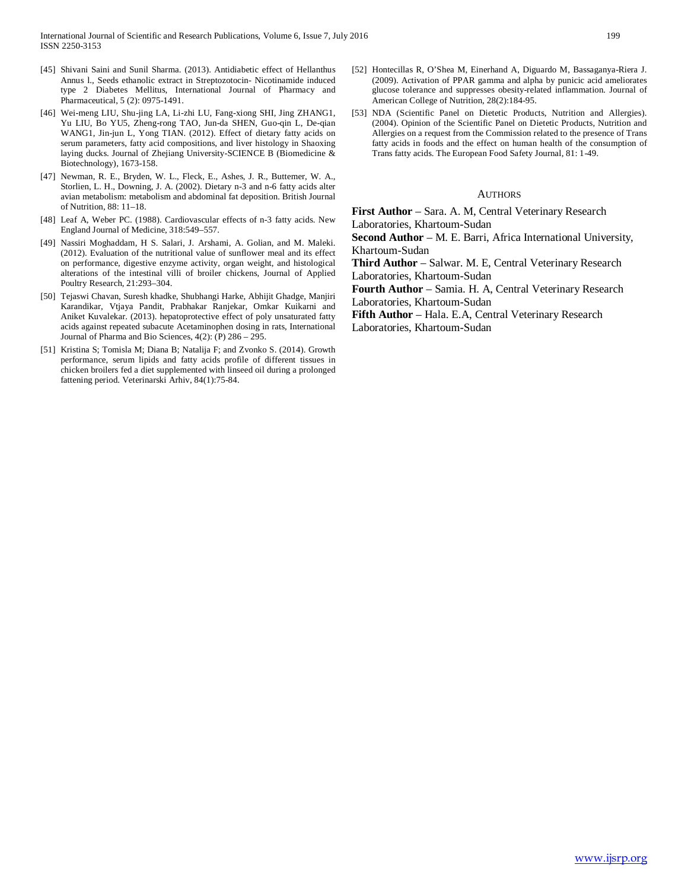[45] Shivani Saini and Sunil Sharma. (2013). Antidiabetic effect of Hellanthus Annus l., Seeds ethanolic extract in Streptozotocin- Nicotinamide induced type 2 Diabetes Mellitus, International Journal of Pharmacy and Pharmaceutical, 5 (2): 0975-1491.

[46] Wei-meng LIU, Shu-jing LA, Li-zhi LU, Fang-xiong SHI, Jing ZHANG1, Yu LIU, Bo YU5, Zheng-rong TAO, Jun-da SHEN, Guo-qin L, De-qian WANG1, Jin-jun L, Yong TIAN. (2012). Effect of dietary fatty acids on serum parameters, fatty acid compositions, and liver histology in Shaoxing laying ducks. Journal of Zhejiang University-SCIENCE B (Biomedicine & Biotechnology), 1673-158.

[47] Newman, R. E., Bryden, W. L., Fleck, E., Ashes, J. R., Buttemer, W. A., Storlien, L. H., Downing, J. A. (2002). Dietary n-3 and n-6 fatty acids alter avian metabolism: metabolism and abdominal fat deposition. British Journal of Nutrition, 88: 11–18.

[48] Leaf A, Weber PC. (1988). Cardiovascular effects of n-3 fatty acids. New England Journal of Medicine, 318:549–557.

[49] Nassiri Moghaddam, H S. Salari, J. Arshami, A. Golian, and M. Maleki. (2012). Evaluation of the nutritional value of sunflower meal and its effect on performance, digestive enzyme activity, organ weight, and histological alterations of the intestinal villi of broiler chickens, Journal of Applied Poultry Research, 21:293–304.

[50] Tejaswi Chavan, Suresh khadke, Shubhangi Harke, Abhijit Ghadge, Manjiri Karandikar, Vtjaya Pandit, Prabhakar Ranjekar, Omkar Kuikarni and Aniket Kuvalekar. (2013). hepatoprotective effect of poly unsaturated fatty acids against repeated subacute Acetaminophen dosing in rats, International Journal of Pharma and Bio Sciences, 4(2): (P) 286 – 295.

[51] Kristina S; Tomisla M; Diana B; Natalija F; and Zvonko S. (2014). Growth performance, serum lipids and fatty acids profile of different tissues in chicken broilers fed a diet supplemented with linseed oil during a prolonged fattening period. Veterinarski Arhiv, 84(1):75-84.

[52] Hontecillas R, O'Shea M, Einerhand A, Diguardo M, Bassaganya-Riera J. (2009). Activation of PPAR gamma and alpha by punicic acid ameliorates glucose tolerance and suppresses obesity-related inflammation. Journal of American College of Nutrition, 28(2):184-95.

[53] NDA (Scientific Panel on Dietetic Products, Nutrition and Allergies). (2004). Opinion of the Scientific Panel on Dietetic Products, Nutrition and Allergies on a request from the Commission related to the presence of Trans fatty acids in foods and the effect on human health of the consumption of Trans fatty acids. The European Food Safety Journal, 81: 1-49.

## Authors

**First Author** – Sara. A. M, Central Veterinary Research Laboratories, Khartoum-Sudan

**Second Author** – M. E. Barri, Africa International University, Khartoum-Sudan

**Third Author** – Salwar. M. E, Central Veterinary Research Laboratories, Khartoum-Sudan

**Fourth Author** – Samia. H. A, Central Veterinary Research Laboratories, Khartoum-Sudan

**Fifth Author** – Hala. E.A, Central Veterinary Research Laboratories, Khartoum-Sudan